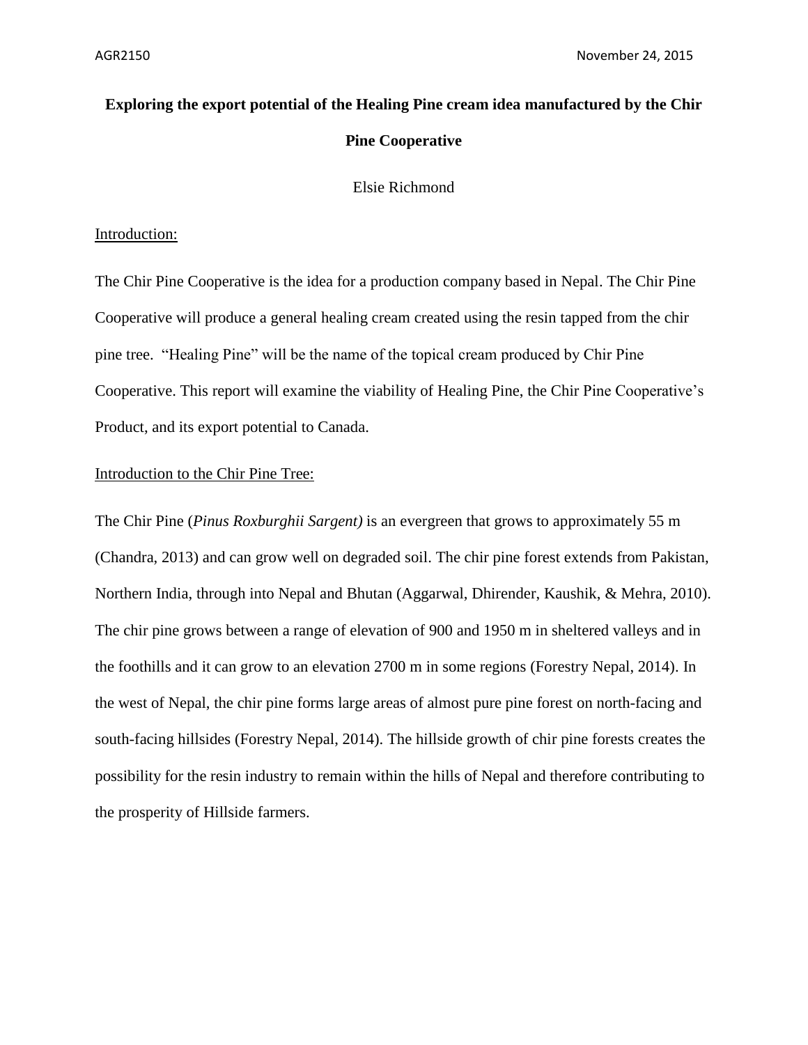AGR2150 November 24, 2015

# Exploring the export potential of the Healing Pine cream idea manufactured by the Chir Pine Cooperative

Elsie Richmond

## Introduction:

The Chir Pine Cooperative is the idea for a production company based in Nepal. The Chir Pine Cooperative will produce a general healing cream created using the resin tapped from the chir pine tree. "Healing Pine" will be the name of the topical cream produced by Chir Pine Cooperative. This report will examine the viability of Healing Pine, the Chir Pine Cooperative's Product, and its export potential to Canada.

## Introduction to the Chir Pine Tree:

The Chir Pine (*Pinus Roxburghii Sargent)* is an evergreen that grows to approximately 55 m (Chandra, 2013) and can grow well on degraded soil. The chir pine forest extends from Pakistan, Northern India, through into Nepal and Bhutan (Aggarwal, Dhirender, Kaushik, & Mehra, 2010). The chir pine grows between a range of elevation of 900 and 1950 m in sheltered valleys and in the foothills and it can grow to an elevation 2700 m in some regions (Forestry Nepal, 2014). In the west of Nepal, the chir pine forms large areas of almost pure pine forest on north-facing and south-facing hillsides (Forestry Nepal, 2014). The hillside growth of chir pine forests creates the possibility for the resin industry to remain within the hills of Nepal and therefore contributing to the prosperity of Hillside farmers.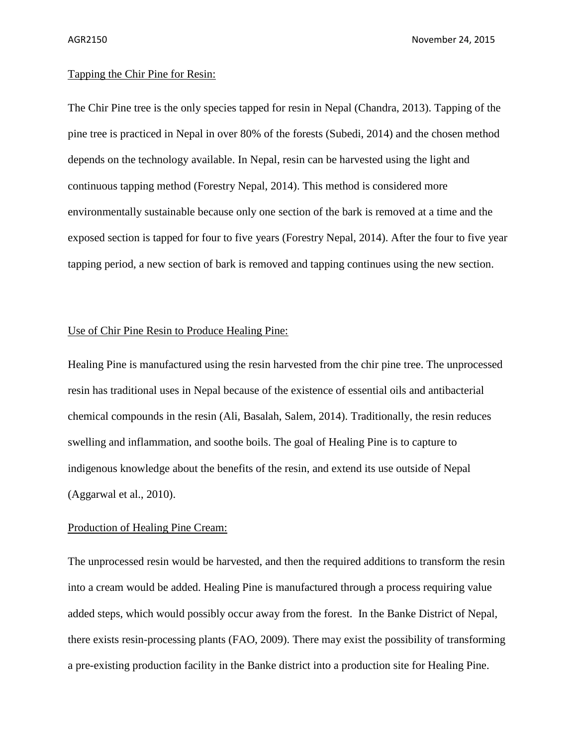Tapping the Chir Pine for Resin:

The Chir Pine tree is the only species tapped for resin in Nepal (Chandra, 2013). Tapping of the pine tree is practiced in Nepal in over 80% of the forests (Subedi, 2014) and the chosen method depends on the technology available. In Nepal, resin can be harvested using the light and continuous tapping method (Forestry Nepal, 2014). This method is considered more environmentally sustainable because only one section of the bark is removed at a time and the exposed section is tapped for four to five years (Forestry Nepal, 2014). After the four to five year tapping period, a new section of bark is removed and tapping continues using the new section.

Use of Chir Pine Resin to Produce Healing Pine:

Healing Pine is manufactured using the resin harvested from the chir pine tree. The unprocessed resin has traditional uses in Nepal because of the existence of essential oils and antibacterial chemical compounds in the resin (Ali, Basalah, Salem, 2014). Traditionally, the resin reduces swelling and inflammation, and soothe boils. The goal of Healing Pine is to capture to indigenous knowledge about the benefits of the resin, and extend its use outside of Nepal (Aggarwal et al., 2010).

Production of Healing Pine Cream:

The unprocessed resin would be harvested, and then the required additions to transform the resin into a cream would be added. Healing Pine is manufactured through a process requiring value added steps, which would possibly occur away from the forest. In the Banke District of Nepal, there exists resin-processing plants (FAO, 2009). There may exist the possibility of transforming a pre-existing production facility in the Banke district into a production site for Healing Pine.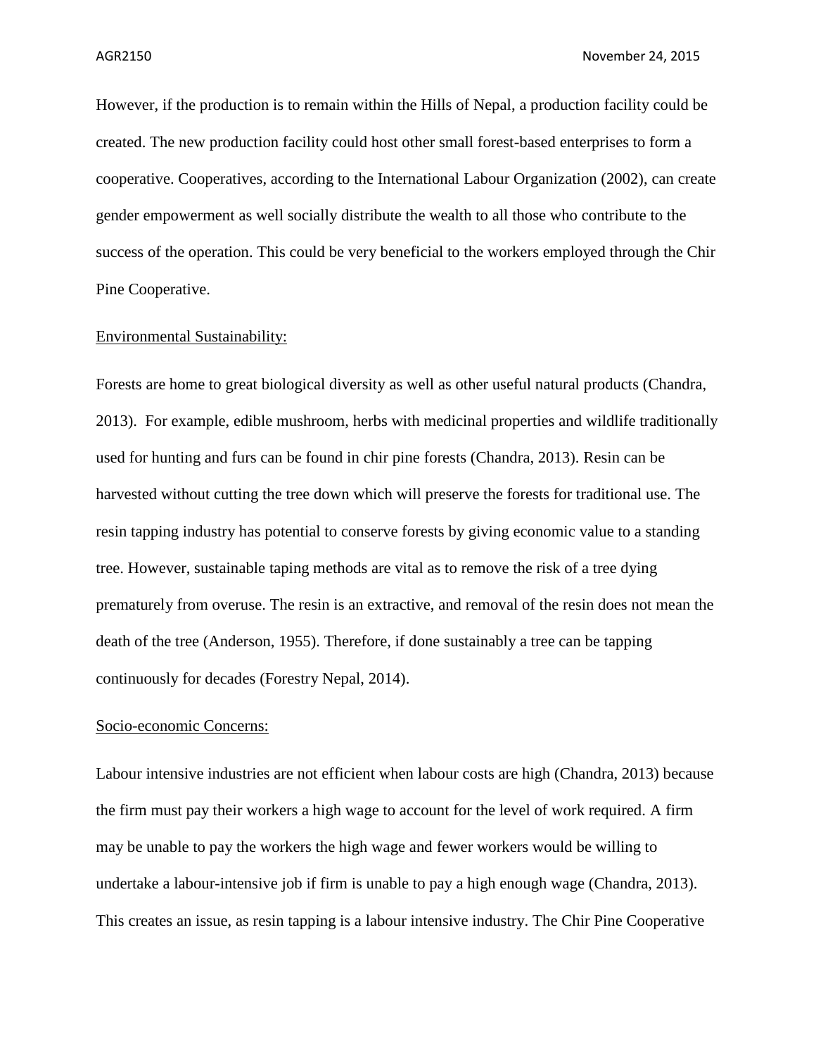However, if the production is to remain within the Hills of Nepal, a production facility could be created. The new production facility could host other small forest-based enterprises to form a cooperative. Cooperatives, according to the International Labour Organization (2002), can create gender empowerment as well socially distribute the wealth to all those who contribute to the success of the operation. This could be very beneficial to the workers employed through the Chir Pine Cooperative.

<u>Environmental Sustainability:</u>

Forests are home to great biological diversity as well as other useful natural products (Chandra, 2013). For example, edible mushroom, herbs with medicinal properties and wildlife traditionally used for hunting and furs can be found in chir pine forests (Chandra, 2013). Resin can be harvested without cutting the tree down which will preserve the forests for traditional use. The resin tapping industry has potential to conserve forests by giving economic value to a standing tree. However, sustainable taping methods are vital as to remove the risk of a tree dying prematurely from overuse. The resin is an extractive, and removal of the resin does not mean the death of the tree (Anderson, 1955). Therefore, if done sustainably a tree can be tapping continuously for decades (Forestry Nepal, 2014).

<u>Socio-economic Concerns:</u>

Labour intensive industries are not efficient when labour costs are high (Chandra, 2013) because the firm must pay their workers a high wage to account for the level of work required. A firm may be unable to pay the workers the high wage and fewer workers would be willing to undertake a labour-intensive job if firm is unable to pay a high enough wage (Chandra, 2013). This creates an issue, as resin tapping is a labour intensive industry. The Chir Pine Cooperative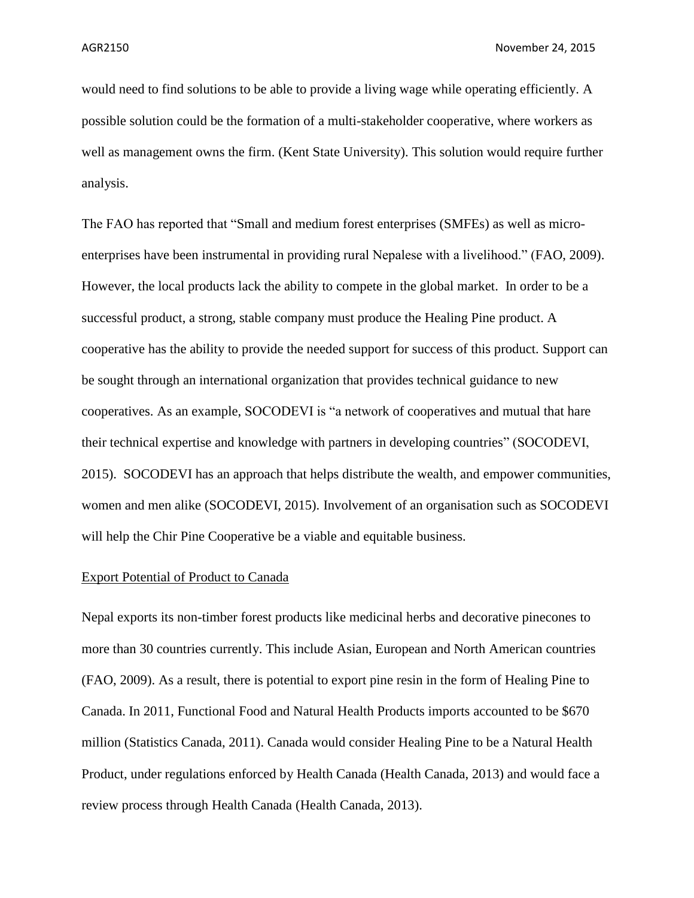would need to find solutions to be able to provide a living wage while operating efficiently. A possible solution could be the formation of a multi-stakeholder cooperative, where workers as well as management owns the firm. (Kent State University). This solution would require further analysis.

The FAO has reported that "Small and medium forest enterprises (SMFEs) as well as micro-enterprises have been instrumental in providing rural Nepalese with a livelihood." (FAO, 2009). However, the local products lack the ability to compete in the global market. In order to be a successful product, a strong, stable company must produce the Healing Pine product. A cooperative has the ability to provide the needed support for success of this product. Support can be sought through an international organization that provides technical guidance to new cooperatives. As an example, SOCODEVI is "a network of cooperatives and mutual that hare their technical expertise and knowledge with partners in developing countries" (SOCODEVI, 2015). SOCODEVI has an approach that helps distribute the wealth, and empower communities, women and men alike (SOCODEVI, 2015). Involvement of an organisation such as SOCODEVI will help the Chir Pine Cooperative be a viable and equitable business.

<u>Export Potential of Product to Canada</u>

Nepal exports its non-timber forest products like medicinal herbs and decorative pinecones to more than 30 countries currently. This include Asian, European and North American countries (FAO, 2009). As a result, there is potential to export pine resin in the form of Healing Pine to Canada. In 2011, Functional Food and Natural Health Products imports accounted to be $670 million (Statistics Canada, 2011). Canada would consider Healing Pine to be a Natural Health Product, under regulations enforced by Health Canada (Health Canada, 2013) and would face a review process through Health Canada (Health Canada, 2013).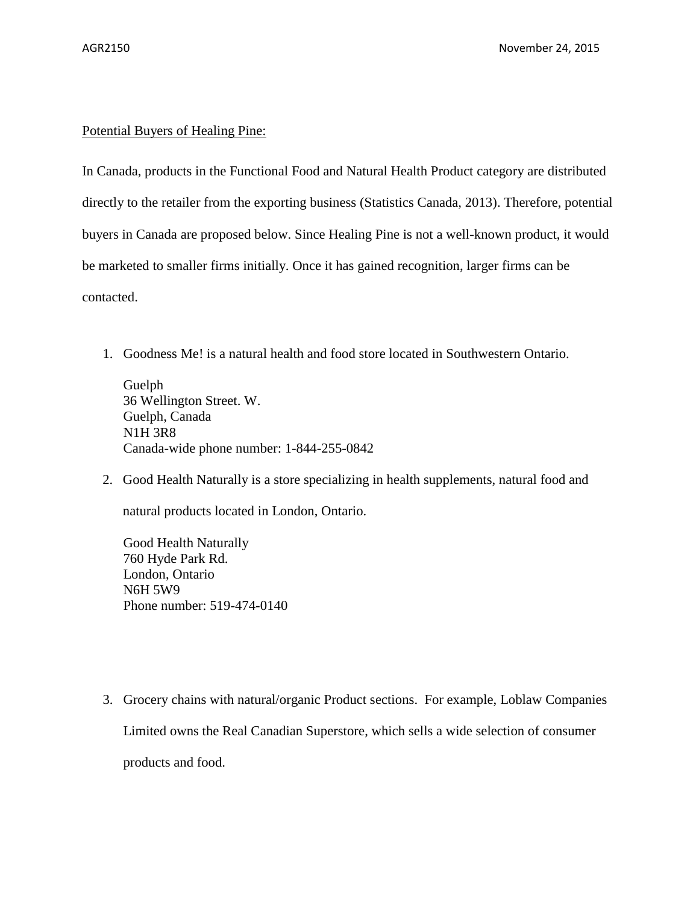<u>Potential Buyers of Healing Pine:</u>

In Canada, products in the Functional Food and Natural Health Product category are distributed directly to the retailer from the exporting business (Statistics Canada, 2013). Therefore, potential buyers in Canada are proposed below. Since Healing Pine is not a well-known product, it would be marketed to smaller firms initially. Once it has gained recognition, larger firms can be contacted.

1. Goodness Me! is a natural health and food store located in Southwestern Ontario.

   Guelph
   36 Wellington Street. W.
   Guelph, Canada
   N1H 3R8
   Canada-wide phone number: 1-844-255-0842

2. Good Health Naturally is a store specializing in health supplements, natural food and natural products located in London, Ontario.

   Good Health Naturally
   760 Hyde Park Rd.
   London, Ontario
   N6H 5W9
   Phone number: 519-474-0140

3. Grocery chains with natural/organic Product sections. For example, Loblaw Companies Limited owns the Real Canadian Superstore, which sells a wide selection of consumer products and food.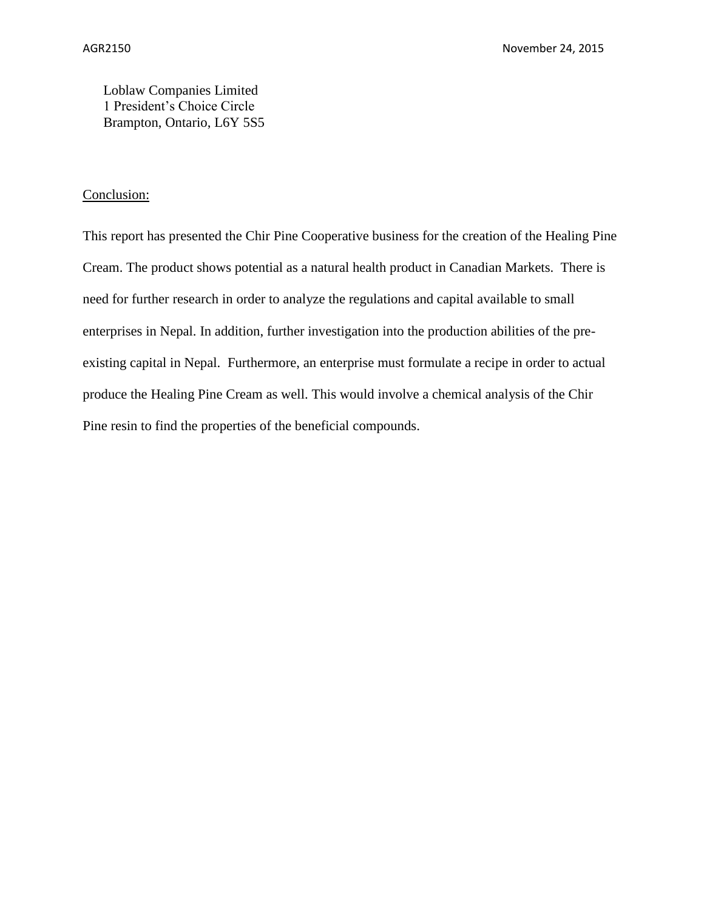Loblaw Companies Limited
1 President's Choice Circle
Brampton, Ontario, L6Y 5S5

## Conclusion:

This report has presented the Chir Pine Cooperative business for the creation of the Healing Pine Cream. The product shows potential as a natural health product in Canadian Markets. There is need for further research in order to analyze the regulations and capital available to small enterprises in Nepal. In addition, further investigation into the production abilities of the pre-existing capital in Nepal. Furthermore, an enterprise must formulate a recipe in order to actual produce the Healing Pine Cream as well. This would involve a chemical analysis of the Chir Pine resin to find the properties of the beneficial compounds.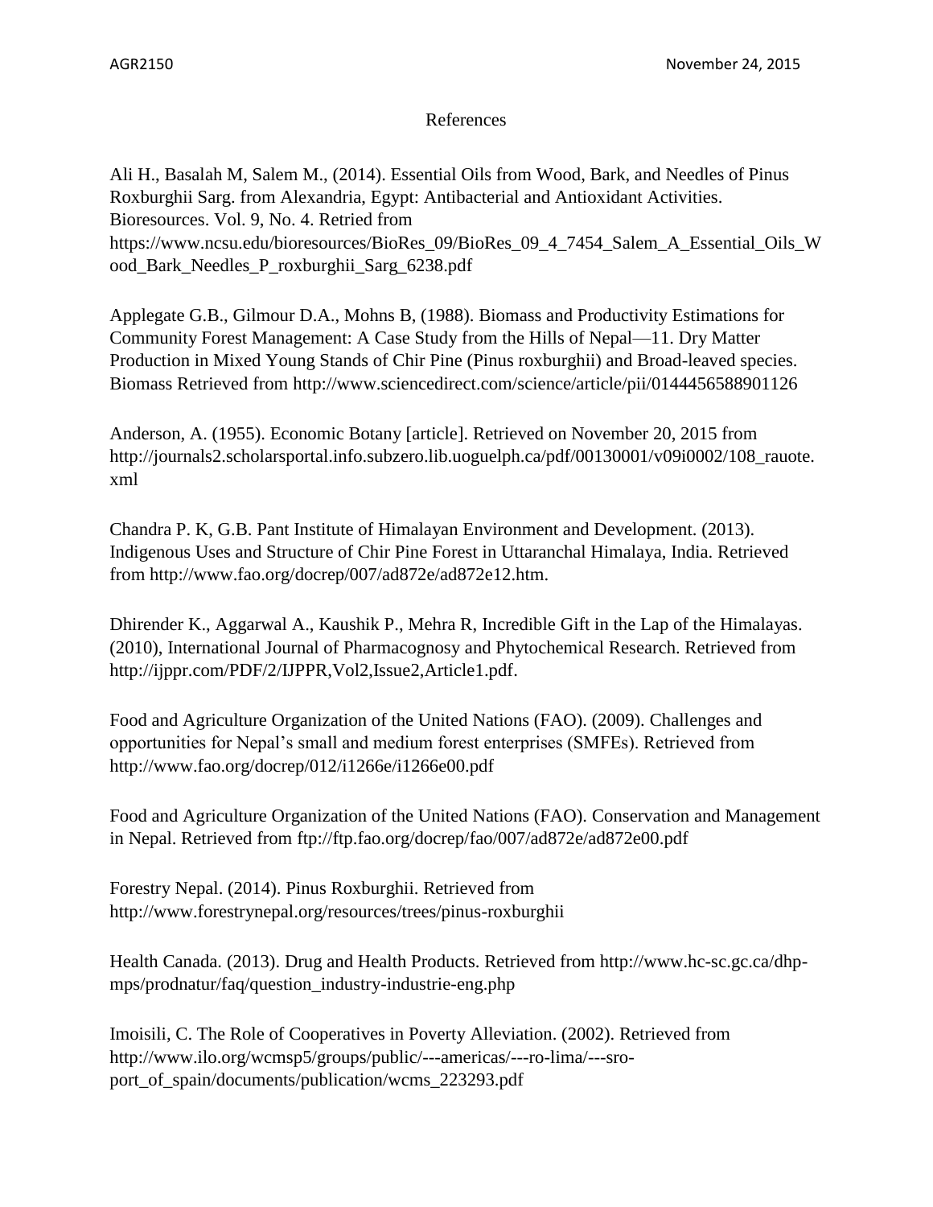# References

Ali H., Basalah M, Salem M., (2014). Essential Oils from Wood, Bark, and Needles of Pinus Roxburghii Sarg. from Alexandria, Egypt: Antibacterial and Antioxidant Activities. Bioresources. Vol. 9, No. 4. Retried from https://www.ncsu.edu/bioresources/BioRes_09/BioRes_09_4_7454_Salem_A_Essential_Oils_Wood_Bark_Needles_P_roxburghii_Sarg_6238.pdf

Applegate G.B., Gilmour D.A., Mohns B, (1988). Biomass and Productivity Estimations for Community Forest Management: A Case Study from the Hills of Nepal—11. Dry Matter Production in Mixed Young Stands of Chir Pine (Pinus roxburghii) and Broad-leaved species. Biomass Retrieved from http://www.sciencedirect.com/science/article/pii/0144456588901126

Anderson, A. (1955). Economic Botany [article]. Retrieved on November 20, 2015 from http://journals2.scholarsportal.info.subzero.lib.uoguelph.ca/pdf/00130001/v09i0002/108_rauote.xml

Chandra P. K, G.B. Pant Institute of Himalayan Environment and Development. (2013). Indigenous Uses and Structure of Chir Pine Forest in Uttaranchal Himalaya, India. Retrieved from http://www.fao.org/docrep/007/ad872e/ad872e12.htm.

Dhirender K., Aggarwal A., Kaushik P., Mehra R, Incredible Gift in the Lap of the Himalayas. (2010), International Journal of Pharmacognosy and Phytochemical Research. Retrieved from http://ijppr.com/PDF/2/IJPPR,Vol2,Issue2,Article1.pdf.

Food and Agriculture Organization of the United Nations (FAO). (2009). Challenges and opportunities for Nepal's small and medium forest enterprises (SMFEs). Retrieved from http://www.fao.org/docrep/012/i1266e/i1266e00.pdf

Food and Agriculture Organization of the United Nations (FAO). Conservation and Management in Nepal. Retrieved from ftp://ftp.fao.org/docrep/fao/007/ad872e/ad872e00.pdf

Forestry Nepal. (2014). Pinus Roxburghii. Retrieved from http://www.forestrynepal.org/resources/trees/pinus-roxburghii

Health Canada. (2013). Drug and Health Products. Retrieved from http://www.hc-sc.gc.ca/dhp-mps/prodnatur/faq/question_industry-industrie-eng.php

Imoisili, C. The Role of Cooperatives in Poverty Alleviation. (2002). Retrieved from http://www.ilo.org/wcmsp5/groups/public/---americas/---ro-lima/---sro-port_of_spain/documents/publication/wcms_223293.pdf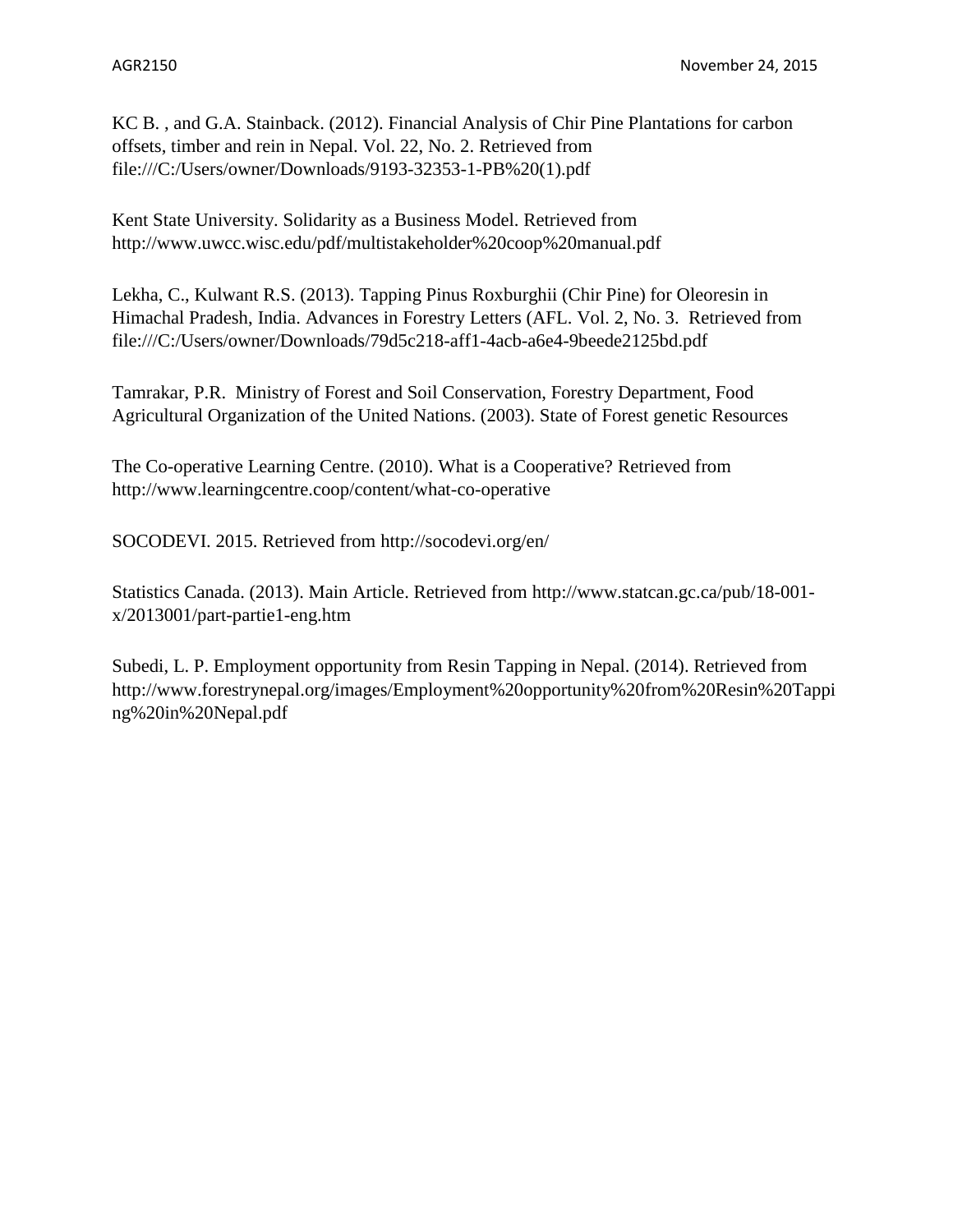KC B. , and G.A. Stainback. (2012). Financial Analysis of Chir Pine Plantations for carbon offsets, timber and rein in Nepal. Vol. 22, No. 2. Retrieved from file:///C:/Users/owner/Downloads/9193-32353-1-PB%20(1).pdf

Kent State University. Solidarity as a Business Model. Retrieved from http://www.uwcc.wisc.edu/pdf/multistakeholder%20coop%20manual.pdf

Lekha, C., Kulwant R.S. (2013). Tapping Pinus Roxburghii (Chir Pine) for Oleoresin in Himachal Pradesh, India. Advances in Forestry Letters (AFL. Vol. 2, No. 3. Retrieved from file:///C:/Users/owner/Downloads/79d5c218-aff1-4acb-a6e4-9beede2125bd.pdf

Tamrakar, P.R. Ministry of Forest and Soil Conservation, Forestry Department, Food Agricultural Organization of the United Nations. (2003). State of Forest genetic Resources

The Co-operative Learning Centre. (2010). What is a Cooperative? Retrieved from http://www.learningcentre.coop/content/what-co-operative

SOCODEVI. 2015. Retrieved from http://socodevi.org/en/

Statistics Canada. (2013). Main Article. Retrieved from http://www.statcan.gc.ca/pub/18-001-x/2013001/part-partie1-eng.htm

Subedi, L. P. Employment opportunity from Resin Tapping in Nepal. (2014). Retrieved from http://www.forestrynepal.org/images/Employment%20opportunity%20from%20Resin%20Tapping%20in%20Nepal.pdf